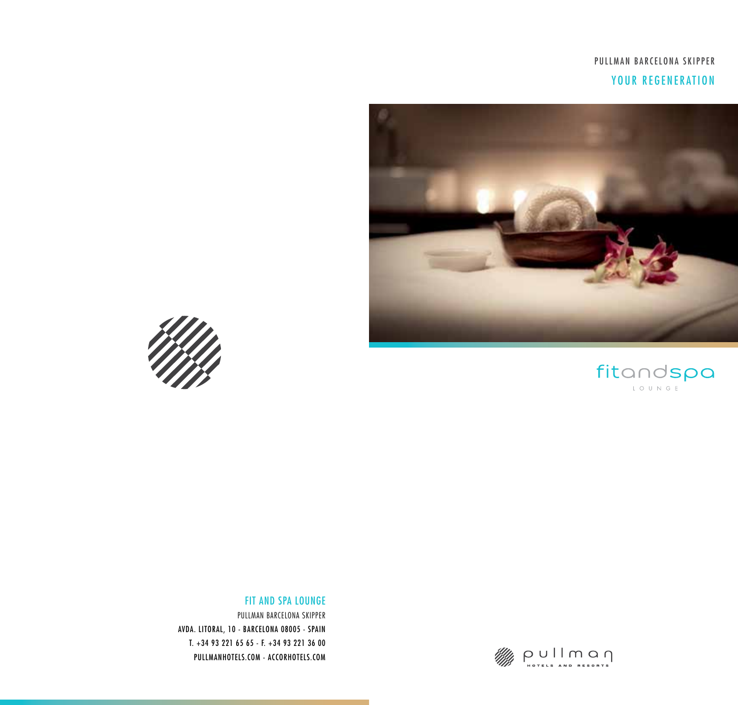PULLMAN BARCELONA SKIPPER

## YOUR REGENERATION

fitandspa
LOUNGE

### FIT AND SPA LOUNGE

PULLMAN BARCELONA SKIPPER
AVDA. LITORAL, 10 - BARCELONA 08005 - SPAIN
T. +34 93 221 65 65 - F. +34 93 221 36 00
PULLMANHOTELS.COM - ACCORHOTELS.COM

pullman
HOTELS AND RESORTS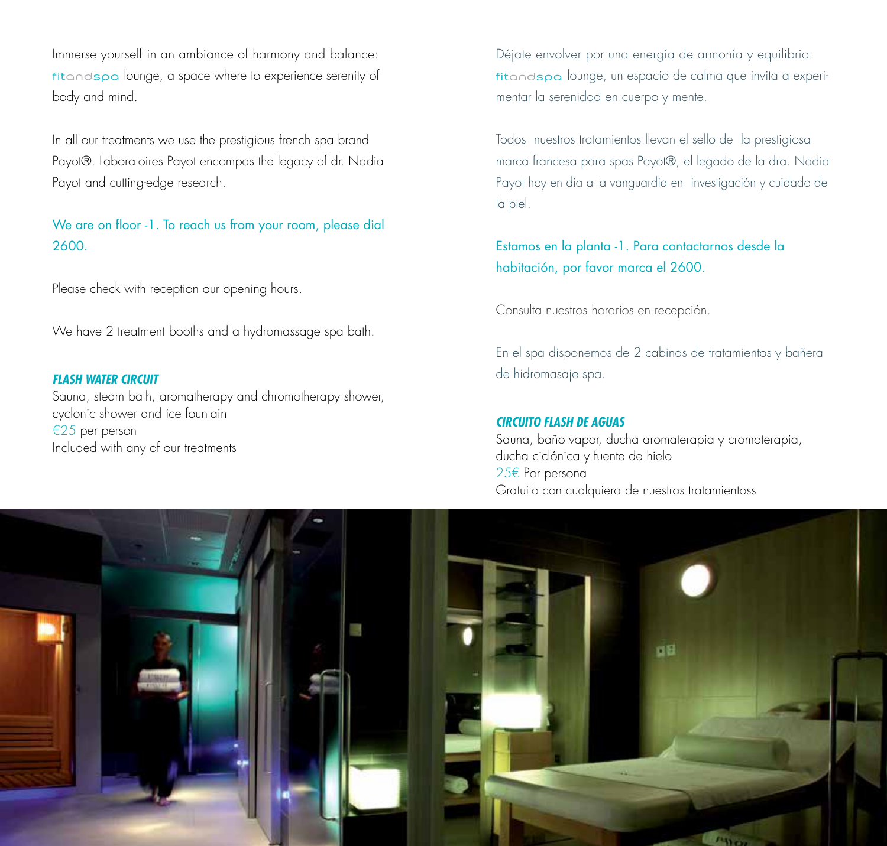Immerse yourself in an ambiance of harmony and balance: fitandspa lounge, a space where to experience serenity of body and mind.

In all our treatments we use the prestigious french spa brand Payot®. Laboratoires Payot encompas the legacy of dr. Nadia Payot and cutting-edge research.

We are on floor -1. To reach us from your room, please dial 2600.

Please check with reception our opening hours.

We have 2 treatment booths and a hydromassage spa bath.

***FLASH WATER CIRCUIT***

Sauna, steam bath, aromatherapy and chromotherapy shower, cyclonic shower and ice fountain
€25 per person
Included with any of our treatments

Déjate envolver por una energía de armonía y equilibrio: fitandspa lounge, un espacio de calma que invita a experimentar la serenidad en cuerpo y mente.

Todos nuestros tratamientos llevan el sello de la prestigiosa marca francesa para spas Payot®, el legado de la dra. Nadia Payot hoy en día a la vanguardia en investigación y cuidado de la piel.

Estamos en la planta -1. Para contactarnos desde la habitación, por favor marca el 2600.

Consulta nuestros horarios en recepción.

En el spa disponemos de 2 cabinas de tratamientos y bañera de hidromasaje spa.

***CIRCUITO FLASH DE AGUAS***

Sauna, baño vapor, ducha aromaterapia y cromoterapia, ducha ciclónica y fuente de hielo
25€ Por persona
Gratuito con cualquiera de nuestros tratamientoss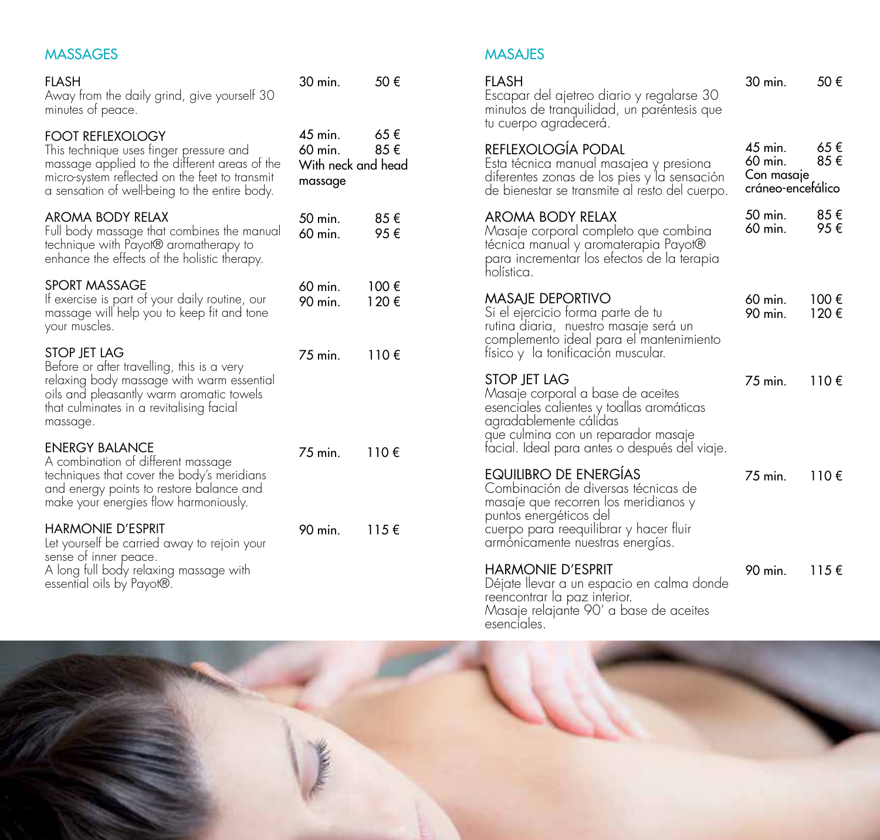## MASSAGES

**FLASH** — 30 min. 50 €
Away from the daily grind, give yourself 30 minutes of peace.

**FOOT REFLEXOLOGY** — 45 min. 65 € / 60 min. 85 € With neck and head massage
This technique uses finger pressure and massage applied to the different areas of the micro-system reflected on the feet to transmit a sensation of well-being to the entire body.

**AROMA BODY RELAX** — 50 min. 85 € / 60 min. 95 €
Full body massage that combines the manual technique with Payot® aromatherapy to enhance the effects of the holistic therapy.

**SPORT MASSAGE** — 60 min. 100 € / 90 min. 120 €
If exercise is part of your daily routine, our massage will help you to keep fit and tone your muscles.

**STOP JET LAG** — 75 min. 110 €
Before or after travelling, this is a very relaxing body massage with warm essential oils and pleasantly warm aromatic towels that culminates in a revitalising facial massage.

**ENERGY BALANCE** — 75 min. 110 €
A combination of different massage techniques that cover the body's meridians and energy points to restore balance and make your energies flow harmoniously.

**HARMONIE D'ESPRIT** — 90 min. 115 €
Let yourself be carried away to rejoin your sense of inner peace.
A long full body relaxing massage with essential oils by Payot®.

## MASAJES

**FLASH** — 30 min. 50 €
Escapar del ajetreo diario y regalarse 30 minutos de tranquilidad, un paréntesis que tu cuerpo agradecerá.

**REFLEXOLOGÍA PODAL** — 45 min. 65 € / 60 min. 85 € Con masaje cráneo-encefálico
Esta técnica manual masajea y presiona diferentes zonas de los pies y la sensación de bienestar se transmite al resto del cuerpo.

**AROMA BODY RELAX** — 50 min. 85 € / 60 min. 95 €
Masaje corporal completo que combina técnica manual y aromaterapia Payot® para incrementar los efectos de la terapia holística.

**MASAJE DEPORTIVO** — 60 min. 100 € / 90 min. 120 €
Si el ejercicio forma parte de tu rutina diaria, nuestro masaje será un complemento ideal para el mantenimiento físico y la tonificación muscular.

**STOP JET LAG** — 75 min. 110 €
Masaje corporal a base de aceites esenciales calientes y toallas aromáticas agradablemente cálidas que culmina con un reparador masaje facial. Ideal para antes o después del viaje.

**EQUILIBRO DE ENERGÍAS** — 75 min. 110 €
Combinación de diversas técnicas de masaje que recorren los meridianos y puntos energéticos del cuerpo para reequilibrar y hacer fluir armónicamente nuestras energías.

**HARMONIE D'ESPRIT** — 90 min. 115 €
Déjate llevar a un espacio en calma donde reencontrar la paz interior.
Masaje relajante 90' a base de aceites esenciales.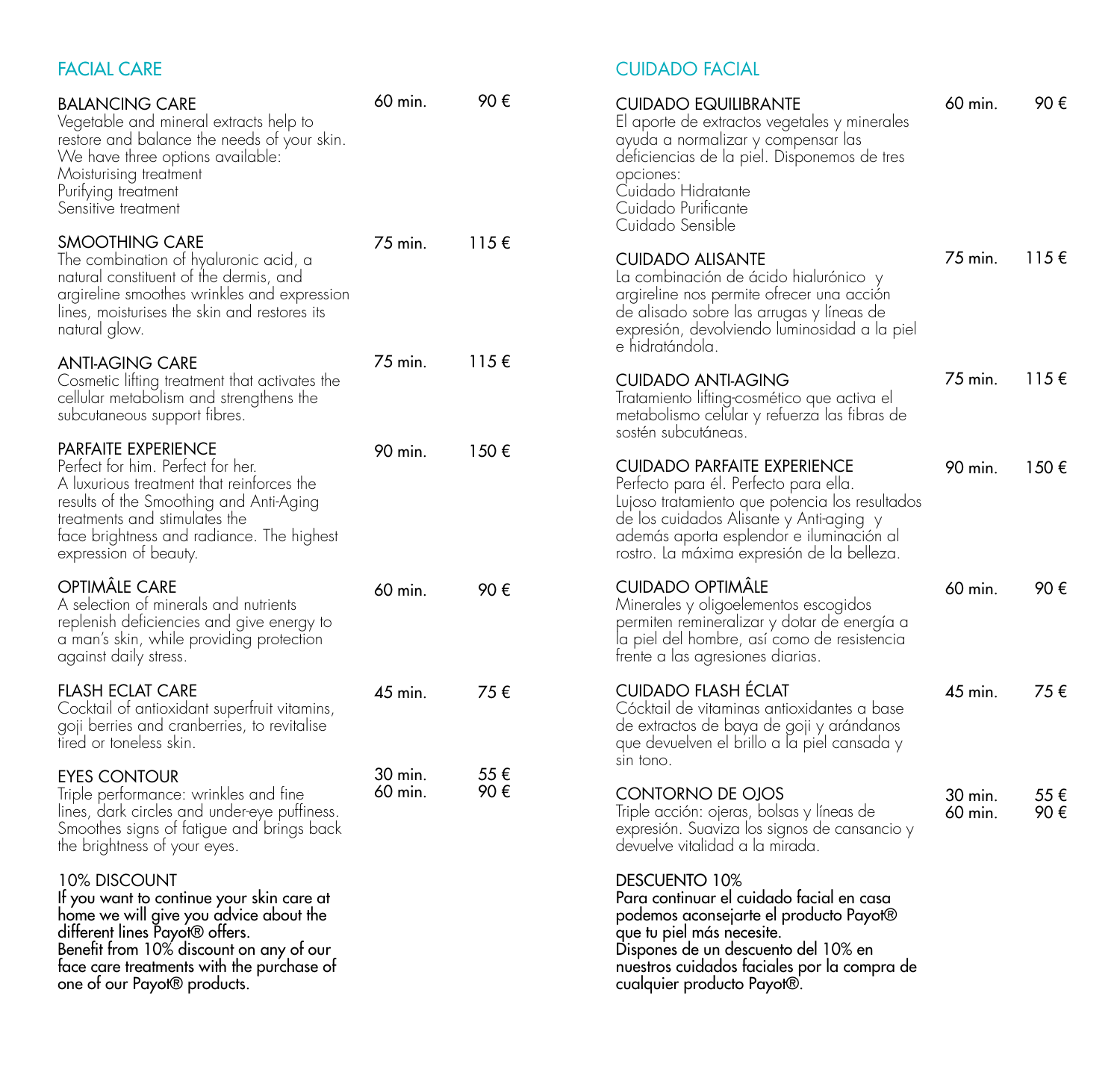## FACIAL CARE

### BALANCING CARE — 60 min. — 90 €

Vegetable and mineral extracts help to restore and balance the needs of your skin. We have three options available:
Moisturising treatment
Purifying treatment
Sensitive treatment

### SMOOTHING CARE — 75 min. — 115 €

The combination of hyaluronic acid, a natural constituent of the dermis, and argireline smoothes wrinkles and expression lines, moisturises the skin and restores its natural glow.

### ANTI-AGING CARE — 75 min. — 115 €

Cosmetic lifting treatment that activates the cellular metabolism and strengthens the subcutaneous support fibres.

### PARFAITE EXPERIENCE — 90 min. — 150 €

Perfect for him. Perfect for her.
A luxurious treatment that reinforces the results of the Smoothing and Anti-Aging treatments and stimulates the face brightness and radiance. The highest expression of beauty.

### OPTIMÂLE CARE — 60 min. — 90 €

A selection of minerals and nutrients replenish deficiencies and give energy to a man's skin, while providing protection against daily stress.

### FLASH ECLAT CARE — 45 min. — 75 €

Cocktail of antioxidant superfruit vitamins, goji berries and cranberries, to revitalise tired or toneless skin.

### EYES CONTOUR — 30 min. — 55 € / 60 min. — 90 €

Triple performance: wrinkles and fine lines, dark circles and under-eye puffiness. Smoothes signs of fatigue and brings back the brightness of your eyes.

### 10% DISCOUNT

If you want to continue your skin care at home we will give you advice about the different lines Payot® offers.
Benefit from 10% discount on any of our face care treatments with the purchase of one of our Payot® products.

## CUIDADO FACIAL

### CUIDADO EQUILIBRANTE — 60 min. — 90 €

El aporte de extractos vegetales y minerales ayuda a normalizar y compensar las deficiencias de la piel. Disponemos de tres opciones:
Cuidado Hidratante
Cuidado Purificante
Cuidado Sensible

### CUIDADO ALISANTE — 75 min. — 115 €

La combinación de ácido hialurónico y argireline nos permite ofrecer una acción de alisado sobre las arrugas y líneas de expresión, devolviendo luminosidad a la piel e hidratándola.

### CUIDADO ANTI-AGING — 75 min. — 115 €

Tratamiento lifting-cosmético que activa el metabolismo celular y refuerza las fibras de sostén subcutáneas.

### CUIDADO PARFAITE EXPERIENCE — 90 min. — 150 €

Perfecto para él. Perfecto para ella.
Lujoso tratamiento que potencia los resultados de los cuidados Alisante y Anti-aging y además aporta esplendor e iluminación al rostro. La máxima expresión de la belleza.

### CUIDADO OPTIMÂLE — 60 min. — 90 €

Minerales y oligoelementos escogidos permiten remineralizar y dotar de energía a la piel del hombre, así como de resistencia frente a las agresiones diarias.

### CUIDADO FLASH ÉCLAT — 45 min. — 75 €

Cócktail de vitaminas antioxidantes a base de extractos de baya de goji y arándanos que devuelven el brillo a la piel cansada y sin tono.

### CONTORNO DE OJOS — 30 min. — 55 € / 60 min. — 90 €

Triple acción: ojeras, bolsas y líneas de expresión. Suaviza los signos de cansancio y devuelve vitalidad a la mirada.

### DESCUENTO 10%

Para continuar el cuidado facial en casa podemos aconsejarte el producto Payot® que tu piel más necesite.
Dispones de un descuento del 10% en nuestros cuidados faciales por la compra de cualquier producto Payot®.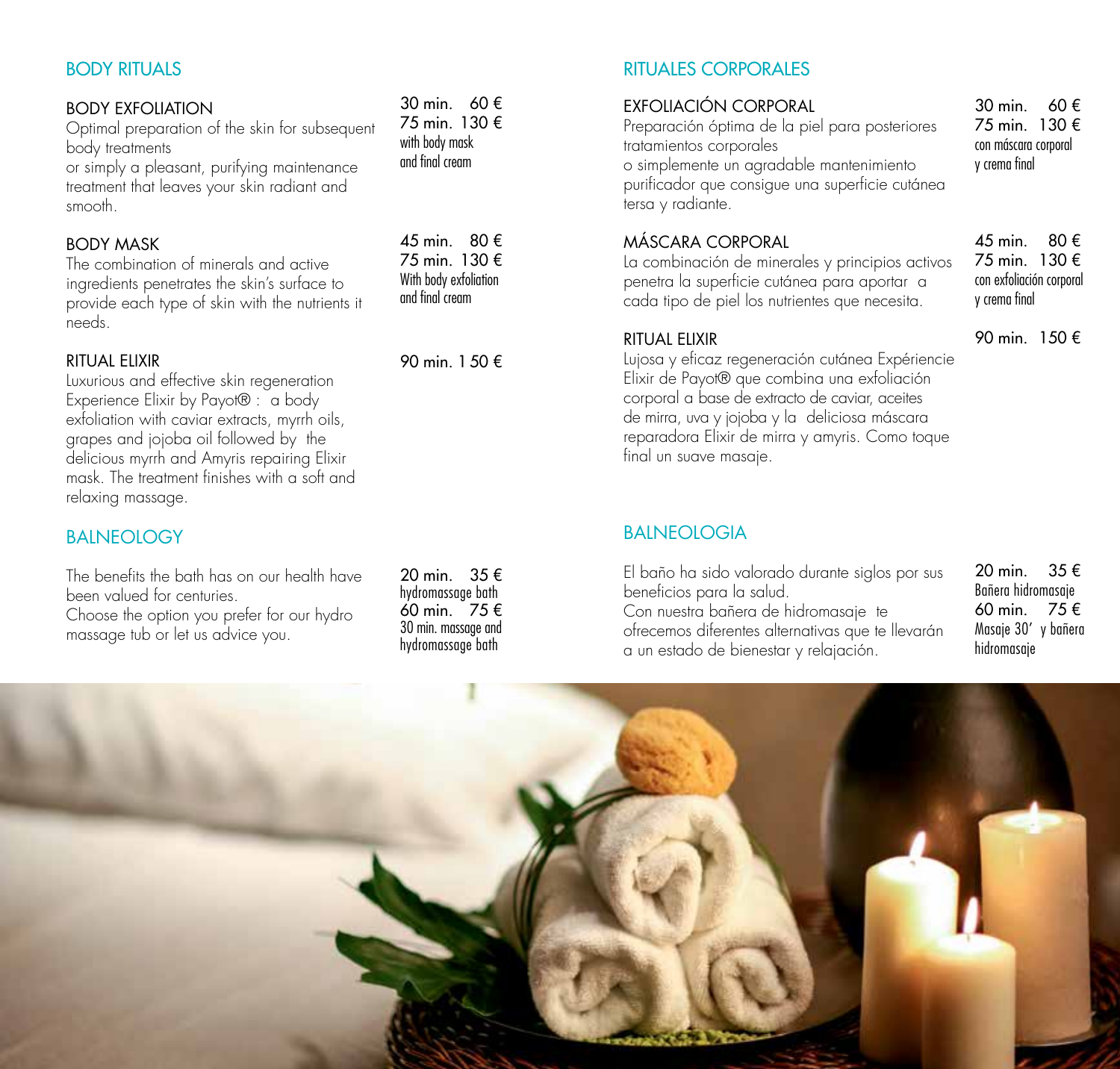## BODY RITUALS

### BODY EXFOLIATION

30 min. 60 €
75 min. 130 €
with body mask and final cream

Optimal preparation of the skin for subsequent body treatments
or simply a pleasant, purifying maintenance treatment that leaves your skin radiant and smooth.

### BODY MASK

45 min. 80 €
75 min. 130 €
With body exfoliation and final cream

The combination of minerals and active ingredients penetrates the skin's surface to provide each type of skin with the nutrients it needs.

### RITUAL ELIXIR

90 min. 1 50 €

Luxurious and effective skin regeneration Experience Elixir by Payot® : a body exfoliation with caviar extracts, myrrh oils, grapes and jojoba oil followed by the delicious myrrh and Amyris repairing Elixir mask. The treatment finishes with a soft and relaxing massage.

## BALNEOLOGY

20 min. 35 €
hydromassage bath
60 min. 75 €
30 min. massage and hydromassage bath

The benefits the bath has on our health have been valued for centuries.
Choose the option you prefer for our hydro massage tub or let us advice you.

## RITUALES CORPORALES

### EXFOLIACIÓN CORPORAL

30 min. 60 €
75 min. 130 €
con máscara corporal y crema final

Preparación óptima de la piel para posteriores tratamientos corporales
o simplemente un agradable mantenimiento purificador que consigue una superficie cutánea tersa y radiante.

### MÁSCARA CORPORAL

45 min. 80 €
75 min. 130 €
con exfoliación corporal y crema final

La combinación de minerales y principios activos penetra la superficie cutánea para aportar a cada tipo de piel los nutrientes que necesita.

### RITUAL ELIXIR

90 min. 150 €

Lujosa y eficaz regeneración cutánea Expériencie Elixir de Payot® que combina una exfoliación corporal a base de extracto de caviar, aceites de mirra, uva y jojoba y la deliciosa máscara reparadora Elixir de mirra y amyris. Como toque final un suave masaje.

## BALNEOLOGIA

20 min. 35 €
Bañera hidromasaje
60 min. 75 €
Masaje 30' y bañera hidromasaje

El baño ha sido valorado durante siglos por sus beneficios para la salud.
Con nuestra bañera de hidromasaje te ofrecemos diferentes alternativas que te llevarán a un estado de bienestar y relajación.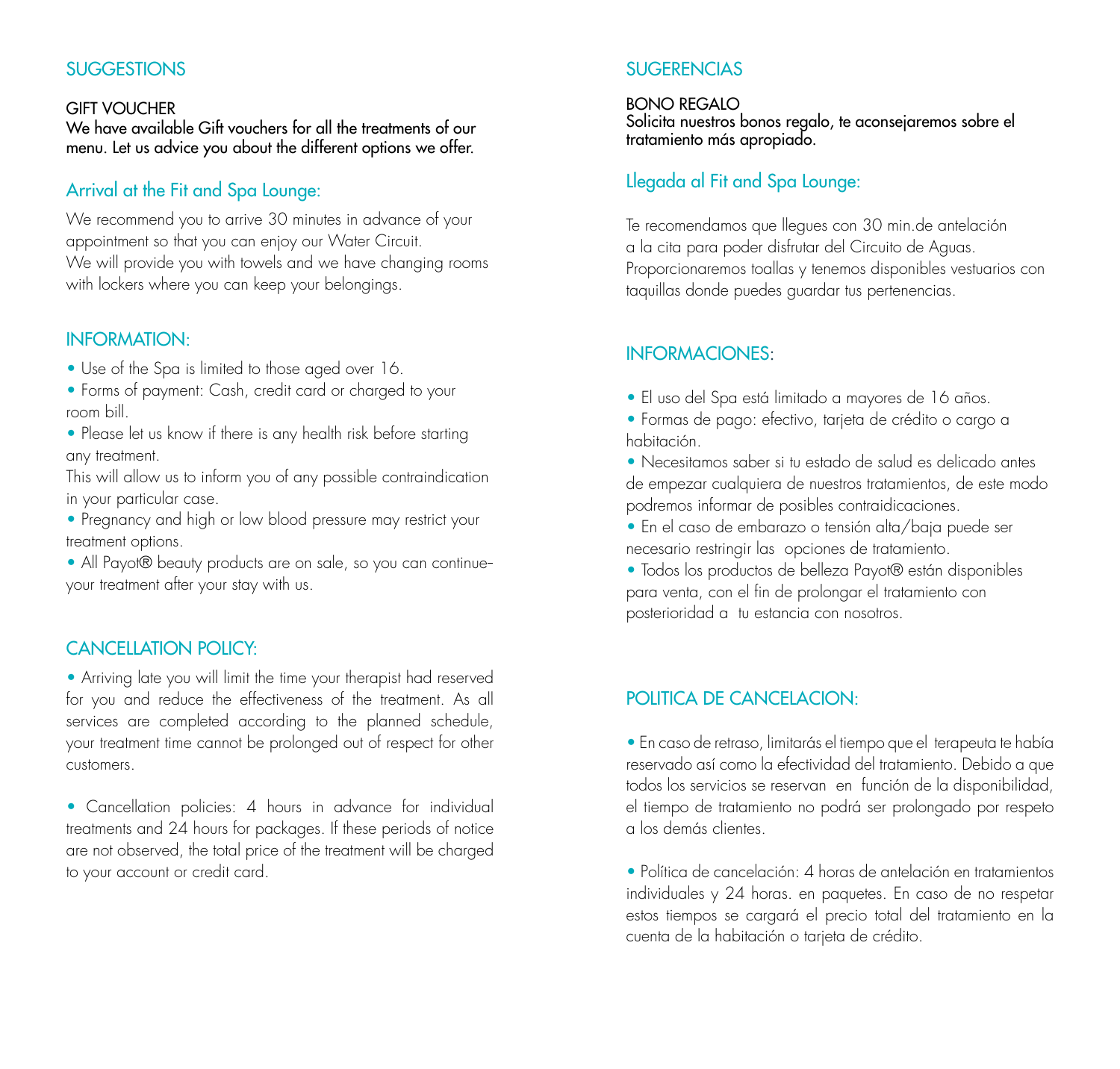## SUGGESTIONS

**GIFT VOUCHER**
We have available Gift vouchers for all the treatments of our menu. Let us advice you about the different options we offer.

### Arrival at the Fit and Spa Lounge:

We recommend you to arrive 30 minutes in advance of your appointment so that you can enjoy our Water Circuit.
We will provide you with towels and we have changing rooms with lockers where you can keep your belongings.

## INFORMATION:

- Use of the Spa is limited to those aged over 16.
- Forms of payment: Cash, credit card or charged to your room bill.
- Please let us know if there is any health risk before starting any treatment.
This will allow us to inform you of any possible contraindication in your particular case.
- Pregnancy and high or low blood pressure may restrict your treatment options.
- All Payot® beauty products are on sale, so you can continue-your treatment after your stay with us.

## CANCELLATION POLICY:

- Arriving late you will limit the time your therapist had reserved for you and reduce the effectiveness of the treatment. As all services are completed according to the planned schedule, your treatment time cannot be prolonged out of respect for other customers.

- Cancellation policies: 4 hours in advance for individual treatments and 24 hours for packages. If these periods of notice are not observed, the total price of the treatment will be charged to your account or credit card.

## SUGERENCIAS

**BONO REGALO**
Solicita nuestros bonos regalo, te aconsejaremos sobre el tratamiento más apropiado.

### Llegada al Fit and Spa Lounge:

Te recomendamos que llegues con 30 min.de antelación a la cita para poder disfrutar del Circuito de Aguas.
Proporcionaremos toallas y tenemos disponibles vestuarios con taquillas donde puedes guardar tus pertenencias.

## INFORMACIONES:

- El uso del Spa está limitado a mayores de 16 años.
- Formas de pago: efectivo, tarjeta de crédito o cargo a habitación.
- Necesitamos saber si tu estado de salud es delicado antes de empezar cualquiera de nuestros tratamientos, de este modo podremos informar de posibles contraidicaciones.
- En el caso de embarazo o tensión alta/baja puede ser necesario restringir las opciones de tratamiento.
- Todos los productos de belleza Payot® están disponibles para venta, con el fin de prolongar el tratamiento con posterioridad a tu estancia con nosotros.

## POLITICA DE CANCELACION:

- En caso de retraso, limitarás el tiempo que el terapeuta te había reservado así como la efectividad del tratamiento. Debido a que todos los servicios se reservan en función de la disponibilidad, el tiempo de tratamiento no podrá ser prolongado por respeto a los demás clientes.

- Política de cancelación: 4 horas de antelación en tratamientos individuales y 24 horas. en paquetes. En caso de no respetar estos tiempos se cargará el precio total del tratamiento en la cuenta de la habitación o tarjeta de crédito.